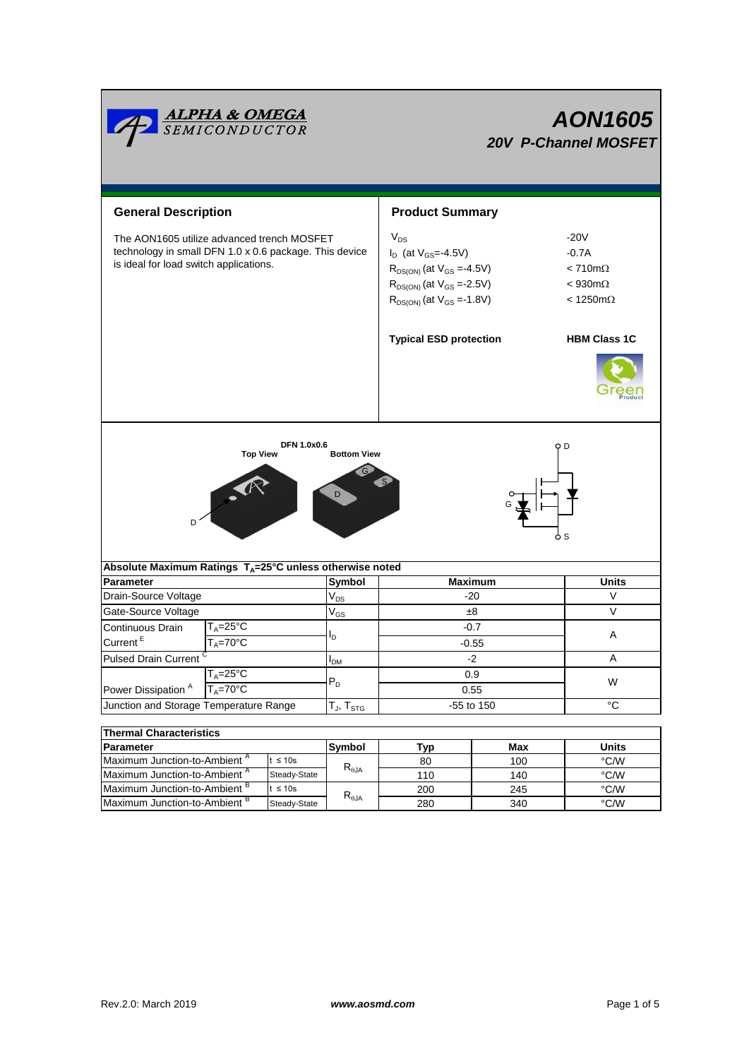# AON1605

## 20V P-Channel MOSFET

## General Description

The AON1605 utilize advanced trench MOSFET technology in small DFN 1.0 x 0.6 package. This device is ideal for load switch applications.

## Product Summary

| | |
|---|---|
| $V_{DS}$ | -20V |
| $I_D$ (at $V_{GS}$=-4.5V) | -0.7A |
| $R_{DS(ON)}$ (at $V_{GS}$ =-4.5V) | < 710mΩ |
| $R_{DS(ON)}$ (at $V_{GS}$ =-2.5V) | < 930mΩ |
| $R_{DS(ON)}$ (at $V_{GS}$ =-1.8V) | < 1250mΩ |

**Typical ESD protection** **HBM Class 1C**

DFN 1.0x0.6

Top View Bottom View

## Absolute Maximum Ratings $T_A$=25°C unless otherwise noted

| Parameter | | Symbol | Maximum | Units |
|---|---|---|---|---|
| Drain-Source Voltage | | $V_{DS}$ | -20 | V |
| Gate-Source Voltage | | $V_{GS}$ | ±8 | V |
| Continuous Drain Current [E] | $T_A$=25°C | $I_D$ | -0.7 | A |
| | $T_A$=70°C | | -0.55 | |
| Pulsed Drain Current [C] | | $I_{DM}$ | -2 | A |
| Power Dissipation [A] | $T_A$=25°C | $P_D$ | 0.9 | W |
| | $T_A$=70°C | | 0.55 | |
| Junction and Storage Temperature Range | | $T_J$, $T_{STG}$ | -55 to 150 | °C |

## Thermal Characteristics

| Parameter | | Symbol | Typ | Max | Units |
|---|---|---|---|---|---|
| Maximum Junction-to-Ambient [A] | t ≤ 10s | $R_{\theta JA}$ | 80 | 100 | °C/W |
| Maximum Junction-to-Ambient [A] | Steady-State | | 110 | 140 | °C/W |
| Maximum Junction-to-Ambient [B] | t ≤ 10s | $R_{\theta JA}$ | 200 | 245 | °C/W |
| Maximum Junction-to-Ambient [B] | Steady-State | | 280 | 340 | °C/W |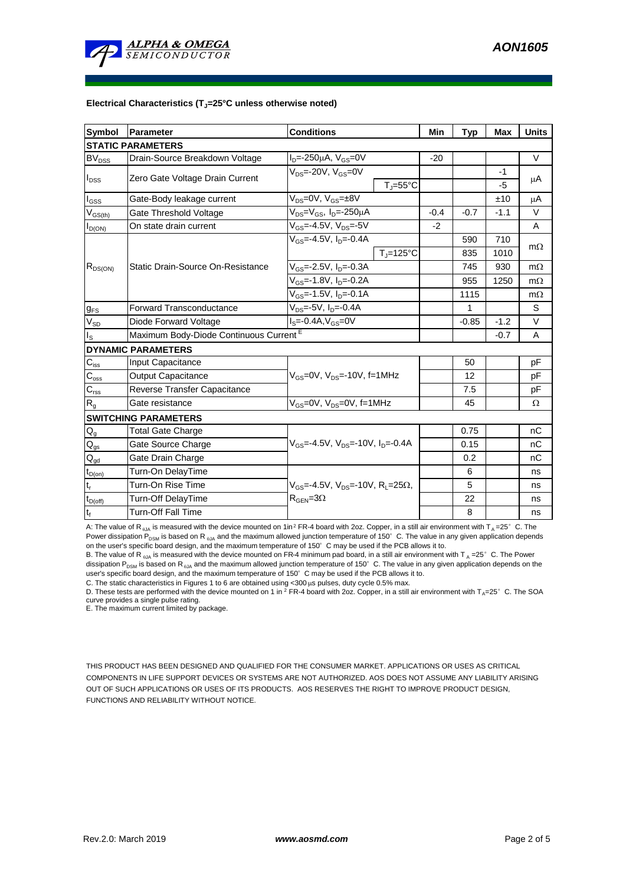**Electrical Characteristics ($T_J$=25°C unless otherwise noted)**

| Symbol | Parameter | Conditions | | Min | Typ | Max | Units |
|---|---|---|---|---|---|---|---|
| **STATIC PARAMETERS** | | | | | | | |
| $BV_{DSS}$ | Drain-Source Breakdown Voltage | $I_D$=-250µA, $V_{GS}$=0V | | -20 | | | V |
| $I_{DSS}$ | Zero Gate Voltage Drain Current | $V_{DS}$=-20V, $V_{GS}$=0V | | | | -1 | µA |
| | | | $T_J$=55°C | | | -5 | |
| $I_{GSS}$ | Gate-Body leakage current | $V_{DS}$=0V, $V_{GS}$=±8V | | | | ±10 | µA |
| $V_{GS(th)}$ | Gate Threshold Voltage | $V_{DS}$=$V_{GS}$, $I_D$=-250µA | | -0.4 | -0.7 | -1.1 | V |
| $I_{D(ON)}$ | On state drain current | $V_{GS}$=-4.5V, $V_{DS}$=-5V | | -2 | | | A |
| $R_{DS(ON)}$ | Static Drain-Source On-Resistance | $V_{GS}$=-4.5V, $I_D$=-0.4A | | | 590 | 710 | mΩ |
| | | | $T_J$=125°C | | 835 | 1010 | |
| | | $V_{GS}$=-2.5V, $I_D$=-0.3A | | | 745 | 930 | mΩ |
| | | $V_{GS}$=-1.8V, $I_D$=-0.2A | | | 955 | 1250 | mΩ |
| | | $V_{GS}$=-1.5V, $I_D$=-0.1A | | | 1115 | | mΩ |
| $g_{FS}$ | Forward Transconductance | $V_{DS}$=-5V, $I_D$=-0.4A | | | 1 | | S |
| $V_{SD}$ | Diode Forward Voltage | $I_S$=-0.4A, $V_{GS}$=0V | | | -0.85 | -1.2 | V |
| $I_S$ | Maximum Body-Diode Continuous Current [E] | | | | | -0.7 | A |
| **DYNAMIC PARAMETERS** | | | | | | | |
| $C_{iss}$ | Input Capacitance | $V_{GS}$=0V, $V_{DS}$=-10V, f=1MHz | | | 50 | | pF |
| $C_{oss}$ | Output Capacitance | | | | 12 | | pF |
| $C_{rss}$ | Reverse Transfer Capacitance | | | | 7.5 | | pF |
| $R_g$ | Gate resistance | $V_{GS}$=0V, $V_{DS}$=0V, f=1MHz | | | 45 | | Ω |
| **SWITCHING PARAMETERS** | | | | | | | |
| $Q_g$ | Total Gate Charge | $V_{GS}$=-4.5V, $V_{DS}$=-10V, $I_D$=-0.4A | | | 0.75 | | nC |
| $Q_{gs}$ | Gate Source Charge | | | | 0.15 | | nC |
| $Q_{gd}$ | Gate Drain Charge | | | | 0.2 | | nC |
| $t_{D(on)}$ | Turn-On DelayTime | $V_{GS}$=-4.5V, $V_{DS}$=-10V, $R_L$=25Ω, $R_{GEN}$=3Ω | | | 6 | | ns |
| $t_r$ | Turn-On Rise Time | | | | 5 | | ns |
| $t_{D(off)}$ | Turn-Off DelayTime | | | | 22 | | ns |
| $t_f$ | Turn-Off Fall Time | | | | 8 | | ns |

A: The value of $R_{\theta JA}$ is measured with the device mounted on 1in² FR-4 board with 2oz. Copper, in a still air environment with $T_A$=25°C. The Power dissipation $P_{DSM}$ is based on $R_{\theta JA}$ and the maximum allowed junction temperature of 150°C. The value in any given application depends on the user's specific board design, and the maximum temperature of 150°C may be used if the PCB allows it to.

B. The value of $R_{\theta JA}$ is measured with the device mounted on FR-4 minimum pad board, in a still air environment with $T_A$=25°C. The Power dissipation $P_{DSM}$ is based on $R_{\theta JA}$ and the maximum allowed junction temperature of 150°C. The value in any given application depends on the user's specific board design, and the maximum temperature of 150°C may be used if the PCB allows it to.

C. The static characteristics in Figures 1 to 6 are obtained using <300 µs pulses, duty cycle 0.5% max.

D. These tests are performed with the device mounted on 1 in² FR-4 board with 2oz. Copper, in a still air environment with $T_A$=25°C. The SOA curve provides a single pulse rating.

E. The maximum current limited by package.

THIS PRODUCT HAS BEEN DESIGNED AND QUALIFIED FOR THE CONSUMER MARKET. APPLICATIONS OR USES AS CRITICAL COMPONENTS IN LIFE SUPPORT DEVICES OR SYSTEMS ARE NOT AUTHORIZED. AOS DOES NOT ASSUME ANY LIABILITY ARISING OUT OF SUCH APPLICATIONS OR USES OF ITS PRODUCTS. AOS RESERVES THE RIGHT TO IMPROVE PRODUCT DESIGN, FUNCTIONS AND RELIABILITY WITHOUT NOTICE.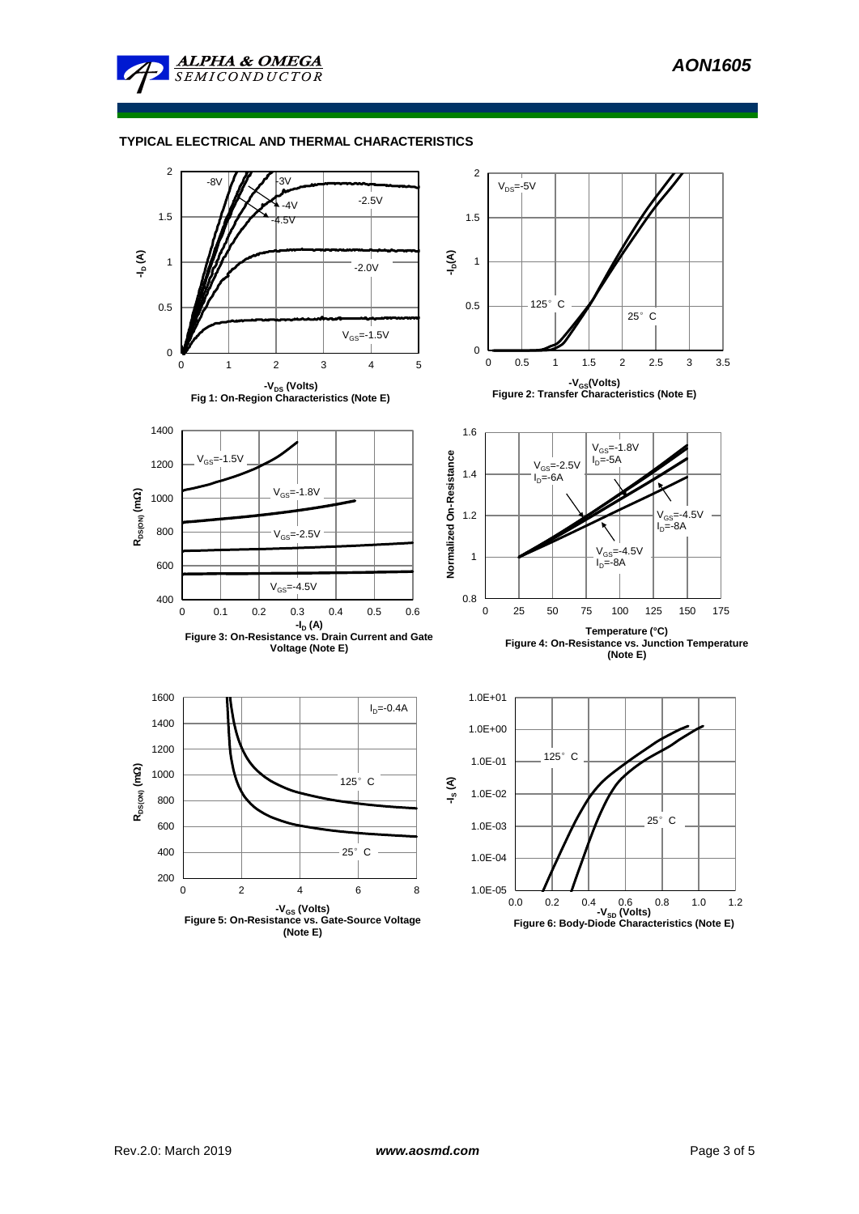## TYPICAL ELECTRICAL AND THERMAL CHARACTERISTICS

Fig 1: On-Region Characteristics (Note E)

Figure 2: Transfer Characteristics (Note E)

Figure 3: On-Resistance vs. Drain Current and Gate Voltage (Note E)

Figure 4: On-Resistance vs. Junction Temperature (Note E)

Figure 5: On-Resistance vs. Gate-Source Voltage (Note E)

Figure 6: Body-Diode Characteristics (Note E)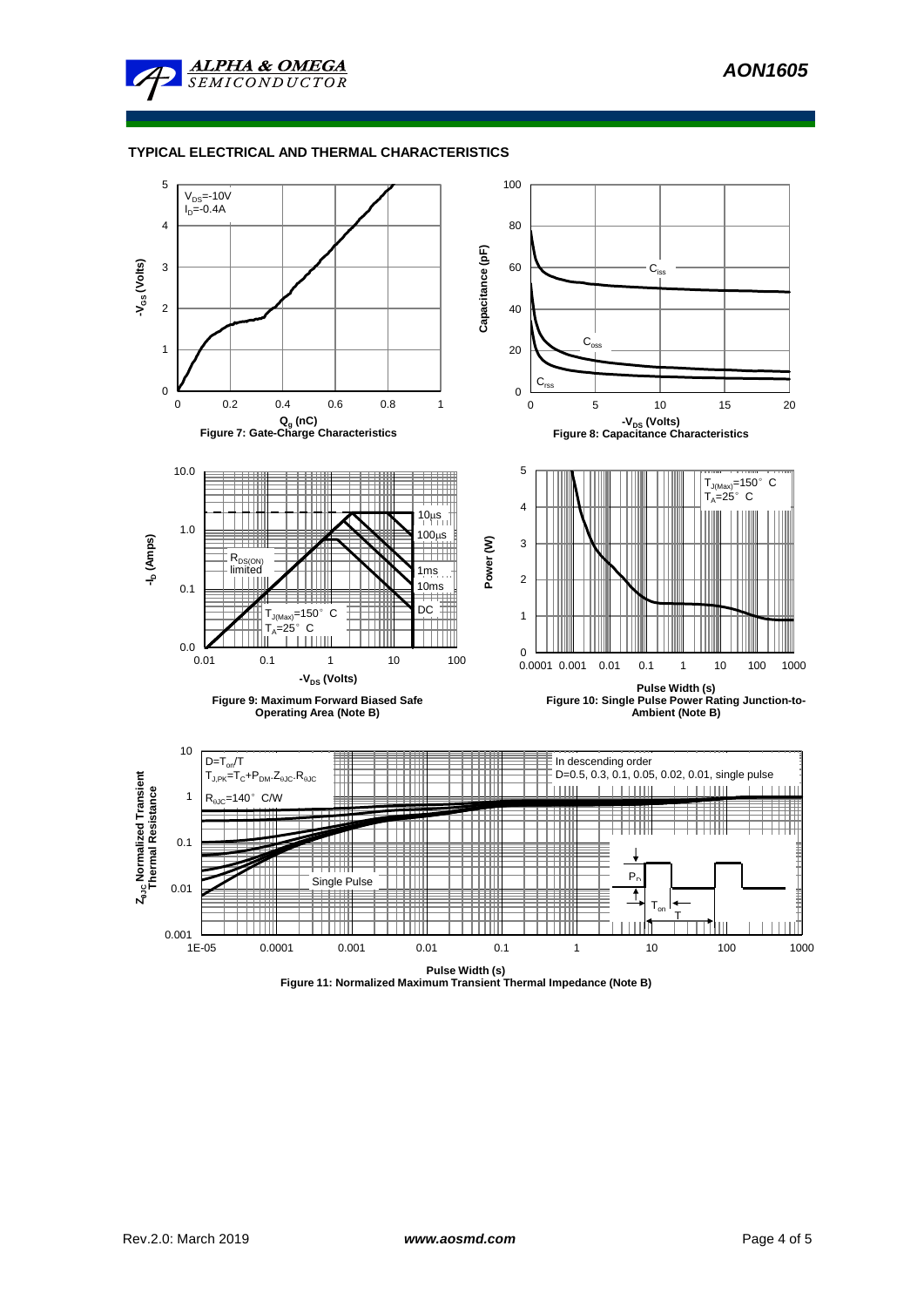## TYPICAL ELECTRICAL AND THERMAL CHARACTERISTICS

$V_{DS}$=-10V
$I_D$=-0.4A

Figure 7: Gate-Charge Characteristics

Figure 8: Capacitance Characteristics

Figure 9: Maximum Forward Biased Safe Operating Area (Note B)

Figure 10: Single Pulse Power Rating Junction-to-Ambient (Note B)

$D=T_{on}/T$
$T_{J,PK}=T_C+P_{DM}.Z_{\theta JC}.R_{\theta JC}$
$R_{\theta JC}$=140°C/W

In descending order
D=0.5, 0.3, 0.1, 0.05, 0.02, 0.01, single pulse

Figure 11: Normalized Maximum Transient Thermal Impedance (Note B)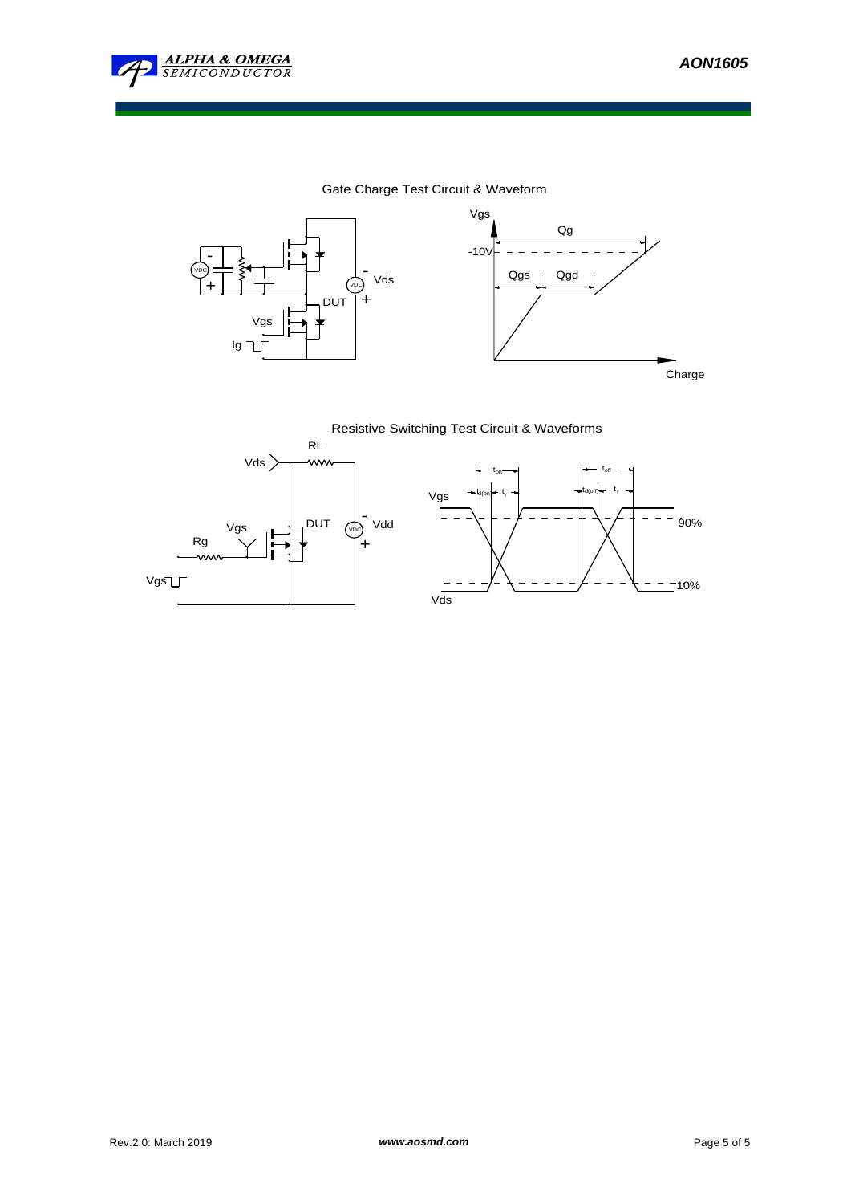## Gate Charge Test Circuit & Waveform

VDC

Vgs

Ig

DUT

VDC

Vds

Vgs

Qg

-10V

Qgs

Qgd

Charge

## Resistive Switching Test Circuit & Waveforms

RL

Vds

Vgs

Rg

Vgs

DUT

VDC

Vdd

$t_{on}$

$t_{d(on)}$

$t_r$

$t_{off}$

$t_{d(off)}$

$t_f$

Vgs

90%

10%

Vds